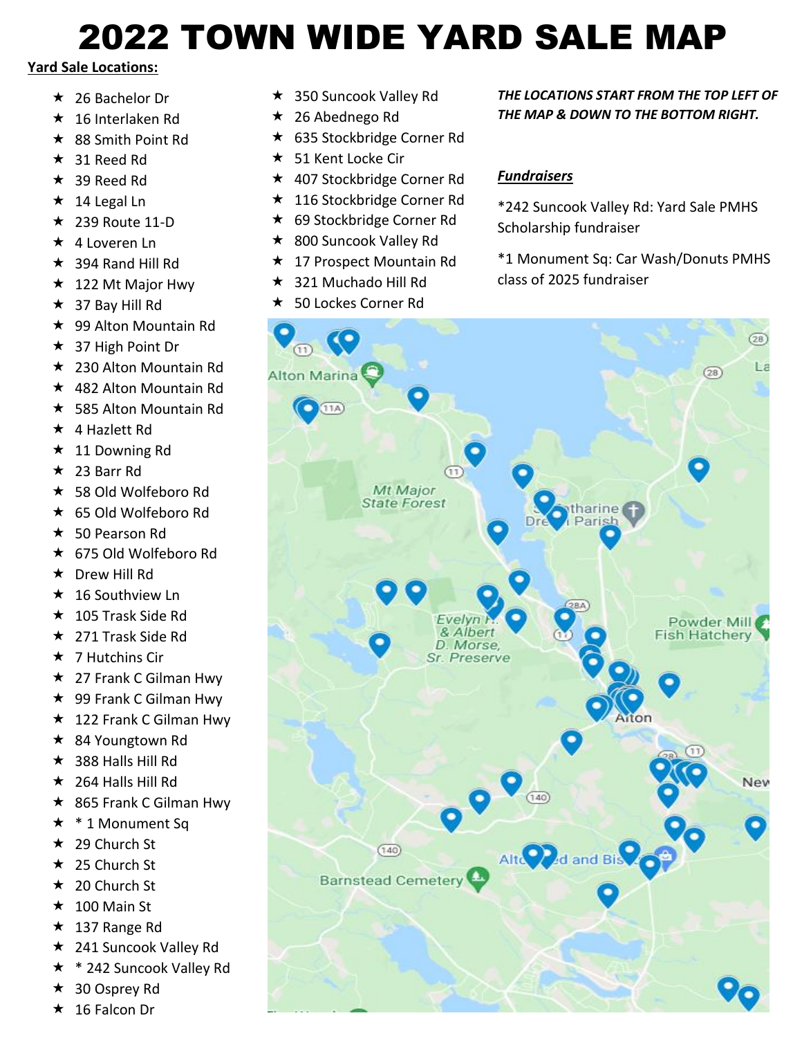# 2022 TOWN WIDE YARD SALE MAP

**Yard Sale Locations:**

- ★ 26 Bachelor Dr
- ★ 16 Interlaken Rd
- ★ 88 Smith Point Rd
- ★ 31 Reed Rd
- ★ 39 Reed Rd
- ★ 14 Legal Ln
- ★ 239 Route 11-D
- ★ 4 Loveren Ln
- ★ 394 Rand Hill Rd
- ★ 122 Mt Major Hwy
- ★ 37 Bay Hill Rd
- ★ 99 Alton Mountain Rd
- ★ 37 High Point Dr
- ★ 230 Alton Mountain Rd
- ★ 482 Alton Mountain Rd
- ★ 585 Alton Mountain Rd
- ★ 4 Hazlett Rd
- ★ 11 Downing Rd
- ★ 23 Barr Rd
- ★ 58 Old Wolfeboro Rd
- ★ 65 Old Wolfeboro Rd
- ★ 50 Pearson Rd
- ★ 675 Old Wolfeboro Rd
- ★ Drew Hill Rd
- ★ 16 Southview Ln
- ★ 105 Trask Side Rd
- ★ 271 Trask Side Rd
- ★ 7 Hutchins Cir
- ★ 27 Frank C Gilman Hwy
- ★ 99 Frank C Gilman Hwy
- ★ 122 Frank C Gilman Hwy
- ★ 84 Youngtown Rd
- ★ 388 Halls Hill Rd
- ★ 264 Halls Hill Rd
- ★ 865 Frank C Gilman Hwy
- ★ * 1 Monument Sq
- ★ 29 Church St
- ★ 25 Church St
- ★ 20 Church St
- ★ 100 Main St
- ★ 137 Range Rd
- ★ 241 Suncook Valley Rd
- ★ * 242 Suncook Valley Rd
- ★ 30 Osprey Rd
- ★ 16 Falcon Dr
- ★ 350 Suncook Valley Rd
- ★ 26 Abednego Rd
- ★ 635 Stockbridge Corner Rd
- ★ 51 Kent Locke Cir
- ★ 407 Stockbridge Corner Rd
- ★ 116 Stockbridge Corner Rd
- ★ 69 Stockbridge Corner Rd
- ★ 800 Suncook Valley Rd
- ★ 17 Prospect Mountain Rd
- ★ 321 Muchado Hill Rd
- ★ 50 Lockes Corner Rd

***THE LOCATIONS START FROM THE TOP LEFT OF THE MAP & DOWN TO THE BOTTOM RIGHT.***

***Fundraisers***

*242 Suncook Valley Rd: Yard Sale PMHS Scholarship fundraiser

*1 Monument Sq: Car Wash/Donuts PMHS class of 2025 fundraiser

Alton Marina
Mt Major State Forest
Catharine Drexel Parish
Evelyn H. & Albert D. Morse, Sr. Preserve
Powder Mill Fish Hatchery
Alton
Barnstead Cemetery
Alton Bed and Bis...
New
11
11A
28
28A
140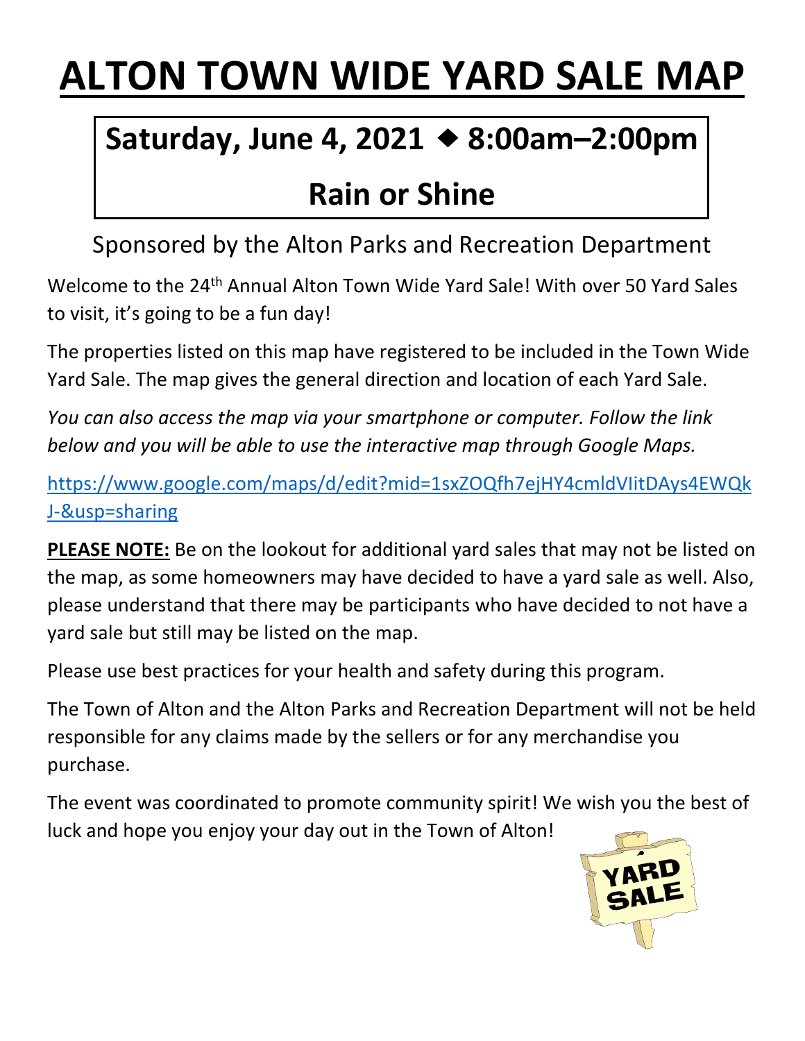# ALTON TOWN WIDE YARD SALE MAP

## Saturday, June 4, 2021 ◆ 8:00am–2:00pm

## Rain or Shine

Sponsored by the Alton Parks and Recreation Department

Welcome to the 24th Annual Alton Town Wide Yard Sale! With over 50 Yard Sales to visit, it's going to be a fun day!

The properties listed on this map have registered to be included in the Town Wide Yard Sale. The map gives the general direction and location of each Yard Sale.

*You can also access the map via your smartphone or computer. Follow the link below and you will be able to use the interactive map through Google Maps.*

https://www.google.com/maps/d/edit?mid=1sxZOQfh7ejHY4cmldVIitDAys4EWQkJ-&usp=sharing

**PLEASE NOTE:** Be on the lookout for additional yard sales that may not be listed on the map, as some homeowners may have decided to have a yard sale as well. Also, please understand that there may be participants who have decided to not have a yard sale but still may be listed on the map.

Please use best practices for your health and safety during this program.

The Town of Alton and the Alton Parks and Recreation Department will not be held responsible for any claims made by the sellers or for any merchandise you purchase.

The event was coordinated to promote community spirit! We wish you the best of luck and hope you enjoy your day out in the Town of Alton!

YARD SALE